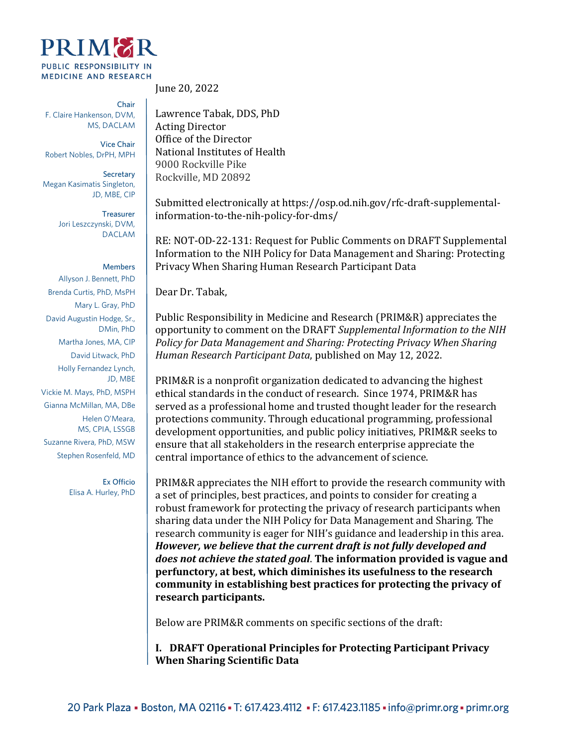# PRIM&R

PUBLIC RESPONSIBILITY IN MEDICINE AND RESEARCH

**Chair**
F. Claire Hankenson, DVM, MS, DACLAM

**Vice Chair**
Robert Nobles, DrPH, MPH

**Secretary**
Megan Kasimatis Singleton, JD, MBE, CIP

**Treasurer**
Jori Leszczynski, DVM, DACLAM

**Members**
Allyson J. Bennett, PhD
Brenda Curtis, PhD, MsPH
Mary L. Gray, PhD
David Augustin Hodge, Sr., DMin, PhD
Martha Jones, MA, CIP
David Litwack, PhD
Holly Fernandez Lynch, JD, MBE
Vickie M. Mays, PhD, MSPH
Gianna McMillan, MA, DBe
Helen O'Meara, MS, CPIA, LSSGB
Suzanne Rivera, PhD, MSW
Stephen Rosenfeld, MD

**Ex Officio**
Elisa A. Hurley, PhD

June 20, 2022

Lawrence Tabak, DDS, PhD
Acting Director
Office of the Director
National Institutes of Health
9000 Rockville Pike
Rockville, MD 20892

Submitted electronically at https://osp.od.nih.gov/rfc-draft-supplemental-information-to-the-nih-policy-for-dms/

RE: NOT-OD-22-131: Request for Public Comments on DRAFT Supplemental Information to the NIH Policy for Data Management and Sharing: Protecting Privacy When Sharing Human Research Participant Data

Dear Dr. Tabak,

Public Responsibility in Medicine and Research (PRIM&R) appreciates the opportunity to comment on the DRAFT *Supplemental Information to the NIH Policy for Data Management and Sharing: Protecting Privacy When Sharing Human Research Participant Data*, published on May 12, 2022.

PRIM&R is a nonprofit organization dedicated to advancing the highest ethical standards in the conduct of research. Since 1974, PRIM&R has served as a professional home and trusted thought leader for the research protections community. Through educational programming, professional development opportunities, and public policy initiatives, PRIM&R seeks to ensure that all stakeholders in the research enterprise appreciate the central importance of ethics to the advancement of science.

PRIM&R appreciates the NIH effort to provide the research community with a set of principles, best practices, and points to consider for creating a robust framework for protecting the privacy of research participants when sharing data under the NIH Policy for Data Management and Sharing. The research community is eager for NIH's guidance and leadership in this area. ***However, we believe that the current draft is not fully developed and does not achieve the stated goal*. The information provided is vague and perfunctory, at best, which diminishes its usefulness to the research community in establishing best practices for protecting the privacy of research participants.**

Below are PRIM&R comments on specific sections of the draft:

## I. DRAFT Operational Principles for Protecting Participant Privacy When Sharing Scientific Data

20 Park Plaza ▪ Boston, MA 02116 ▪ T: 617.423.4112 ▪ F: 617.423.1185 ▪ info@primr.org ▪ primr.org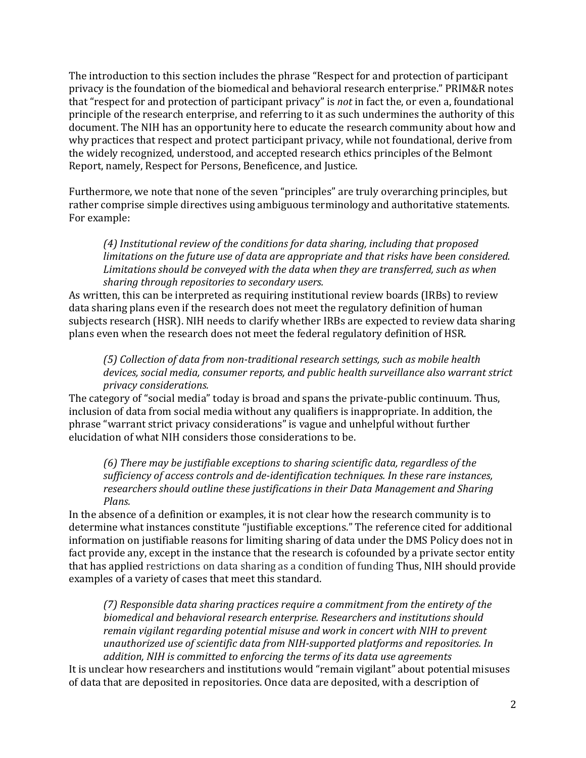The introduction to this section includes the phrase "Respect for and protection of participant privacy is the foundation of the biomedical and behavioral research enterprise." PRIM&R notes that "respect for and protection of participant privacy" is *not* in fact the, or even a, foundational principle of the research enterprise, and referring to it as such undermines the authority of this document. The NIH has an opportunity here to educate the research community about how and why practices that respect and protect participant privacy, while not foundational, derive from the widely recognized, understood, and accepted research ethics principles of the Belmont Report, namely, Respect for Persons, Beneficence, and Justice.

Furthermore, we note that none of the seven "principles" are truly overarching principles, but rather comprise simple directives using ambiguous terminology and authoritative statements. For example:

> *(4) Institutional review of the conditions for data sharing, including that proposed limitations on the future use of data are appropriate and that risks have been considered. Limitations should be conveyed with the data when they are transferred, such as when sharing through repositories to secondary users.*

As written, this can be interpreted as requiring institutional review boards (IRBs) to review data sharing plans even if the research does not meet the regulatory definition of human subjects research (HSR). NIH needs to clarify whether IRBs are expected to review data sharing plans even when the research does not meet the federal regulatory definition of HSR.

> *(5) Collection of data from non-traditional research settings, such as mobile health devices, social media, consumer reports, and public health surveillance also warrant strict privacy considerations.*

The category of "social media" today is broad and spans the private-public continuum. Thus, inclusion of data from social media without any qualifiers is inappropriate. In addition, the phrase "warrant strict privacy considerations" is vague and unhelpful without further elucidation of what NIH considers those considerations to be.

> *(6) There may be justifiable exceptions to sharing scientific data, regardless of the sufficiency of access controls and de-identification techniques. In these rare instances, researchers should outline these justifications in their Data Management and Sharing Plans.*

In the absence of a definition or examples, it is not clear how the research community is to determine what instances constitute "justifiable exceptions." The reference cited for additional information on justifiable reasons for limiting sharing of data under the DMS Policy does not in fact provide any, except in the instance that the research is cofounded by a private sector entity that has applied restrictions on data sharing as a condition of funding Thus, NIH should provide examples of a variety of cases that meet this standard.

> *(7) Responsible data sharing practices require a commitment from the entirety of the biomedical and behavioral research enterprise. Researchers and institutions should remain vigilant regarding potential misuse and work in concert with NIH to prevent unauthorized use of scientific data from NIH-supported platforms and repositories. In addition, NIH is committed to enforcing the terms of its data use agreements*

It is unclear how researchers and institutions would "remain vigilant" about potential misuses of data that are deposited in repositories. Once data are deposited, with a description of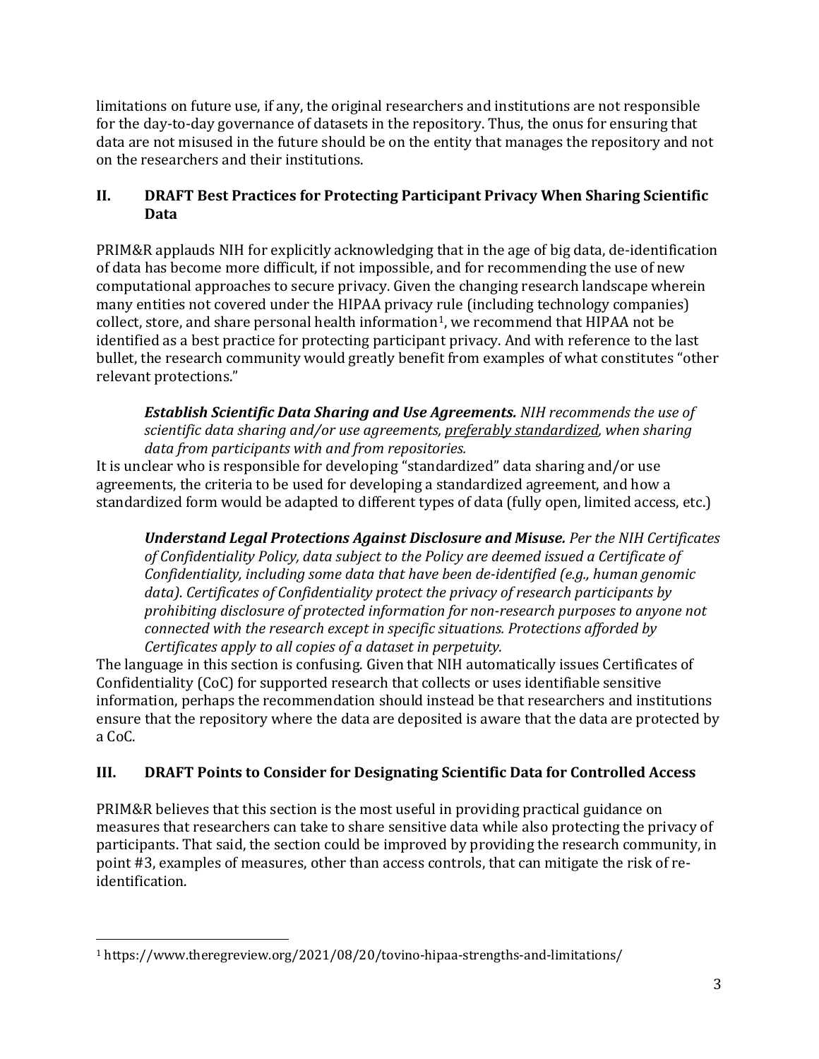limitations on future use, if any, the original researchers and institutions are not responsible for the day-to-day governance of datasets in the repository. Thus, the onus for ensuring that data are not misused in the future should be on the entity that manages the repository and not on the researchers and their institutions.

## II. DRAFT Best Practices for Protecting Participant Privacy When Sharing Scientific Data

PRIM&R applauds NIH for explicitly acknowledging that in the age of big data, de-identification of data has become more difficult, if not impossible, and for recommending the use of new computational approaches to secure privacy. Given the changing research landscape wherein many entities not covered under the HIPAA privacy rule (including technology companies) collect, store, and share personal health information[1], we recommend that HIPAA not be identified as a best practice for protecting participant privacy. And with reference to the last bullet, the research community would greatly benefit from examples of what constitutes "other relevant protections."

> ***Establish Scientific Data Sharing and Use Agreements.*** *NIH recommends the use of scientific data sharing and/or use agreements, <u>preferably standardized</u>, when sharing data from participants with and from repositories.*

It is unclear who is responsible for developing "standardized" data sharing and/or use agreements, the criteria to be used for developing a standardized agreement, and how a standardized form would be adapted to different types of data (fully open, limited access, etc.)

> ***Understand Legal Protections Against Disclosure and Misuse.*** *Per the NIH Certificates of Confidentiality Policy, data subject to the Policy are deemed issued a Certificate of Confidentiality, including some data that have been de-identified (e.g., human genomic data). Certificates of Confidentiality protect the privacy of research participants by prohibiting disclosure of protected information for non-research purposes to anyone not connected with the research except in specific situations. Protections afforded by Certificates apply to all copies of a dataset in perpetuity.*

The language in this section is confusing. Given that NIH automatically issues Certificates of Confidentiality (CoC) for supported research that collects or uses identifiable sensitive information, perhaps the recommendation should instead be that researchers and institutions ensure that the repository where the data are deposited is aware that the data are protected by a CoC.

## III. DRAFT Points to Consider for Designating Scientific Data for Controlled Access

PRIM&R believes that this section is the most useful in providing practical guidance on measures that researchers can take to share sensitive data while also protecting the privacy of participants. That said, the section could be improved by providing the research community, in point #3, examples of measures, other than access controls, that can mitigate the risk of re-identification.

---

[1] https://www.theregreview.org/2021/08/20/tovino-hipaa-strengths-and-limitations/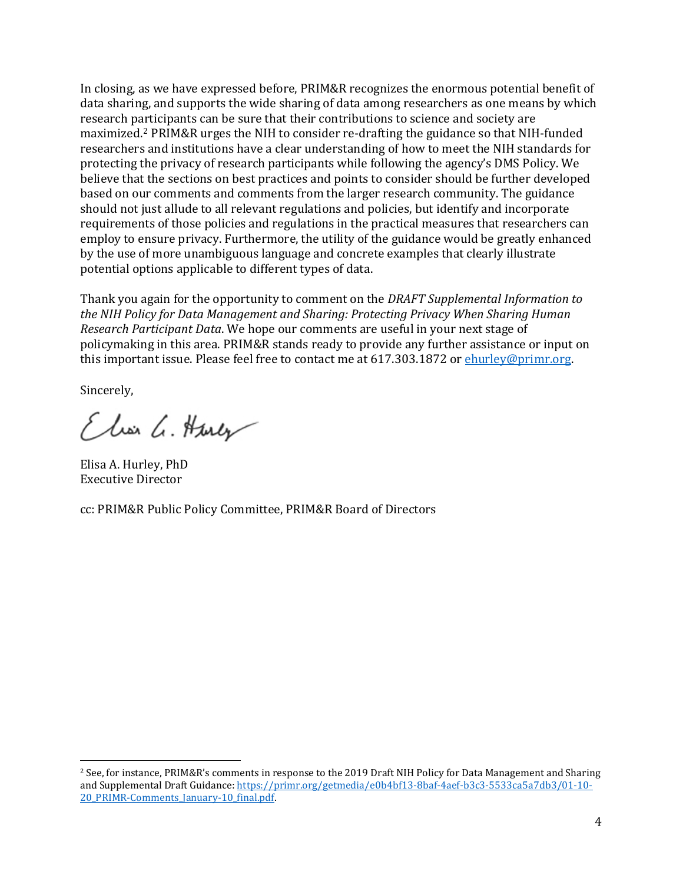In closing, as we have expressed before, PRIM&R recognizes the enormous potential benefit of data sharing, and supports the wide sharing of data among researchers as one means by which research participants can be sure that their contributions to science and society are maximized.[2] PRIM&R urges the NIH to consider re-drafting the guidance so that NIH-funded researchers and institutions have a clear understanding of how to meet the NIH standards for protecting the privacy of research participants while following the agency's DMS Policy. We believe that the sections on best practices and points to consider should be further developed based on our comments and comments from the larger research community. The guidance should not just allude to all relevant regulations and policies, but identify and incorporate requirements of those policies and regulations in the practical measures that researchers can employ to ensure privacy. Furthermore, the utility of the guidance would be greatly enhanced by the use of more unambiguous language and concrete examples that clearly illustrate potential options applicable to different types of data.

Thank you again for the opportunity to comment on the *DRAFT Supplemental Information to the NIH Policy for Data Management and Sharing: Protecting Privacy When Sharing Human Research Participant Data*. We hope our comments are useful in your next stage of policymaking in this area. PRIM&R stands ready to provide any further assistance or input on this important issue. Please feel free to contact me at 617.303.1872 or [ehurley@primr.org](mailto:ehurley@primr.org).

Sincerely,

Elisa A. Hurley, PhD
Executive Director

cc: PRIM&R Public Policy Committee, PRIM&R Board of Directors

---

[2] See, for instance, PRIM&R's comments in response to the 2019 Draft NIH Policy for Data Management and Sharing and Supplemental Draft Guidance: [https://primr.org/getmedia/e0b4bf13-8baf-4aef-b3c3-5533ca5a7db3/01-10-20_PRIMR-Comments_January-10_final.pdf](https://primr.org/getmedia/e0b4bf13-8baf-4aef-b3c3-5533ca5a7db3/01-10-20_PRIMR-Comments_January-10_final.pdf).